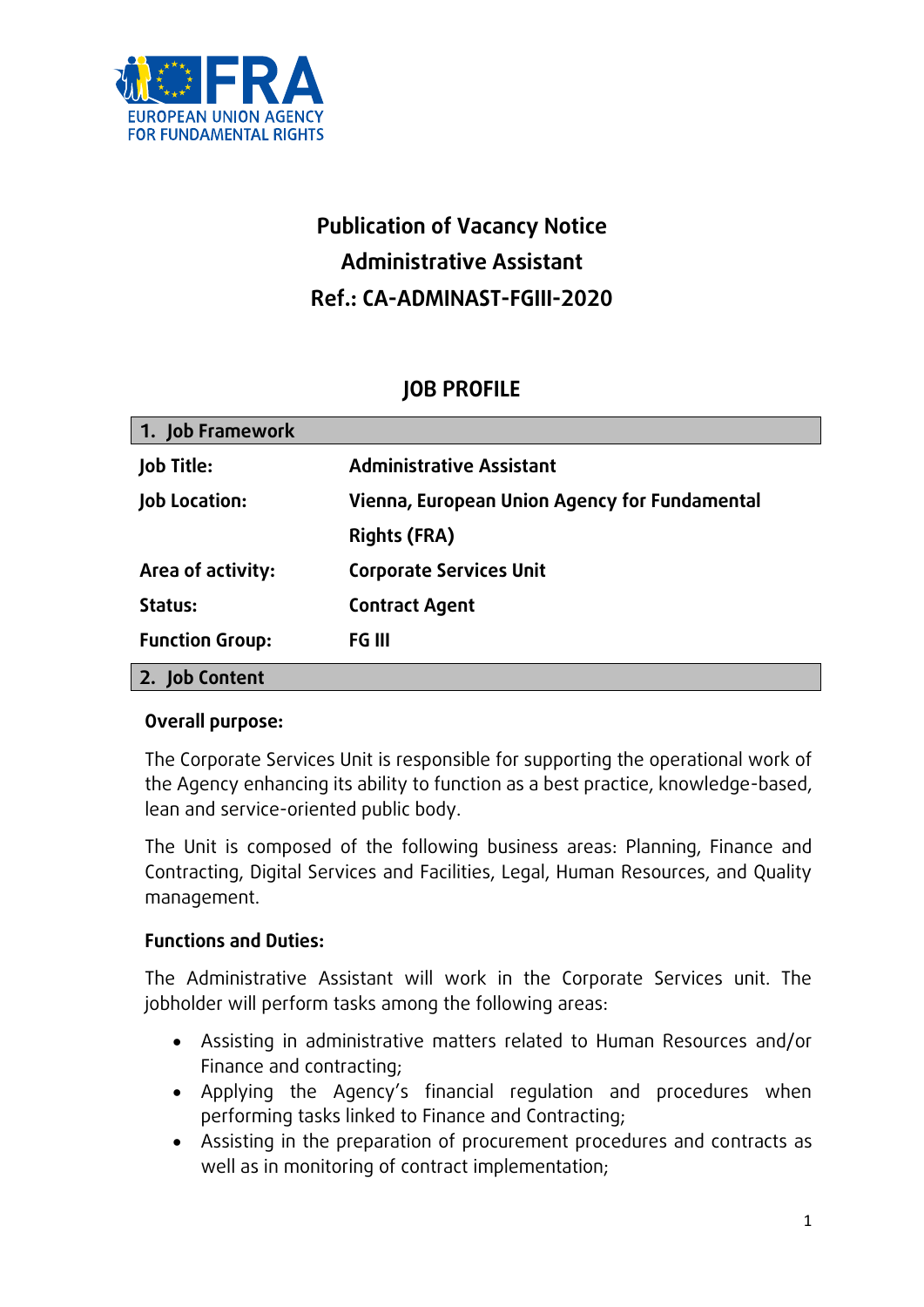EUROPEAN UNION AGENCY FOR FUNDAMENTAL RIGHTS

# Publication of Vacancy Notice
# Administrative Assistant
# Ref.: CA-ADMINAST-FGIII-2020

## JOB PROFILE

| 1. Job Framework | |
|---|---|
| **Job Title:** | **Administrative Assistant** |
| **Job Location:** | **Vienna, European Union Agency for Fundamental Rights (FRA)** |
| **Area of activity:** | **Corporate Services Unit** |
| **Status:** | **Contract Agent** |
| **Function Group:** | **FG III** |

### 2. Job Content

**Overall purpose:**

The Corporate Services Unit is responsible for supporting the operational work of the Agency enhancing its ability to function as a best practice, knowledge-based, lean and service-oriented public body.

The Unit is composed of the following business areas: Planning, Finance and Contracting, Digital Services and Facilities, Legal, Human Resources, and Quality management.

**Functions and Duties:**

The Administrative Assistant will work in the Corporate Services unit. The jobholder will perform tasks among the following areas:

- Assisting in administrative matters related to Human Resources and/or Finance and contracting;
- Applying the Agency's financial regulation and procedures when performing tasks linked to Finance and Contracting;
- Assisting in the preparation of procurement procedures and contracts as well as in monitoring of contract implementation;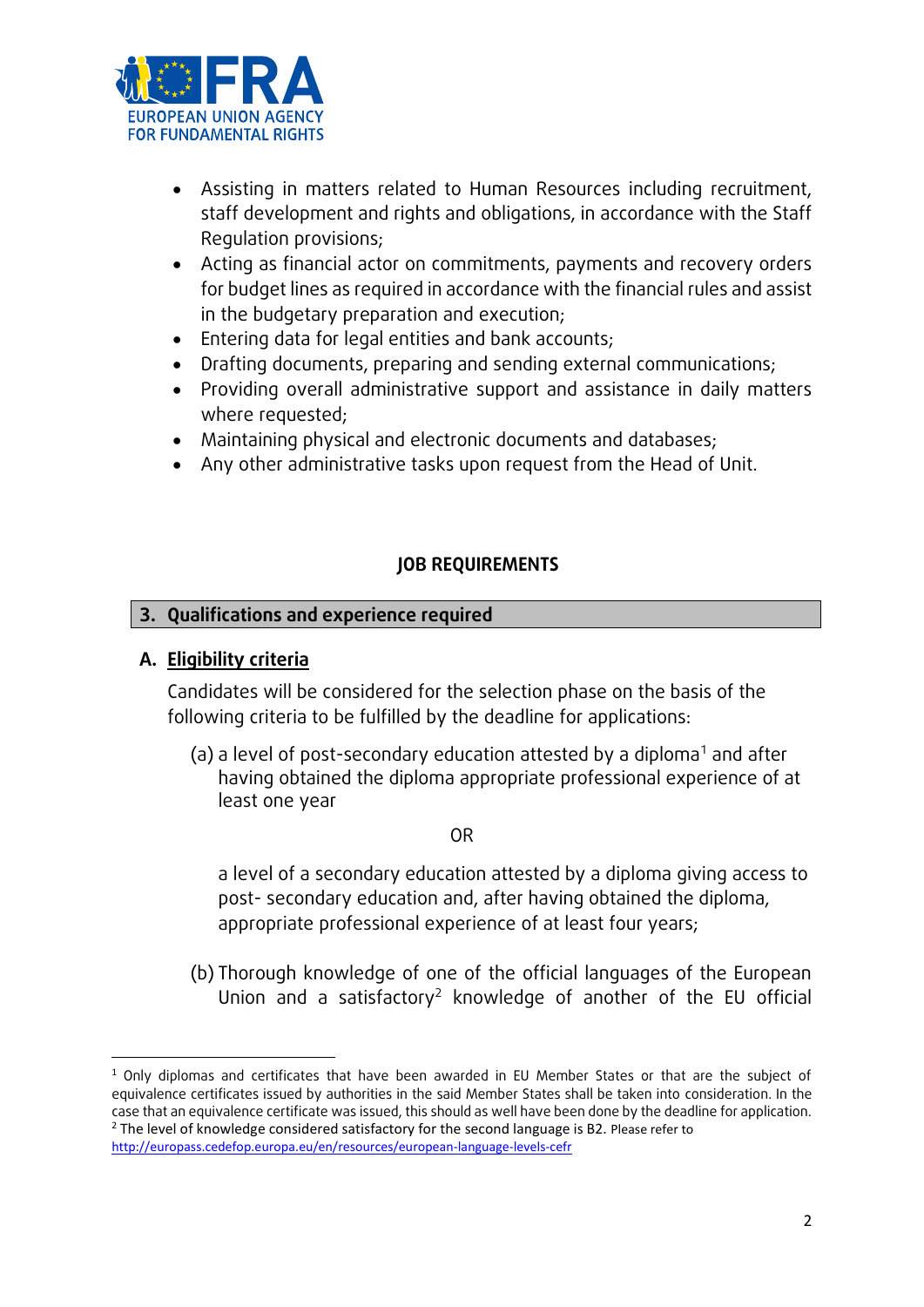- Assisting in matters related to Human Resources including recruitment, staff development and rights and obligations, in accordance with the Staff Regulation provisions;
- Acting as financial actor on commitments, payments and recovery orders for budget lines as required in accordance with the financial rules and assist in the budgetary preparation and execution;
- Entering data for legal entities and bank accounts;
- Drafting documents, preparing and sending external communications;
- Providing overall administrative support and assistance in daily matters where requested;
- Maintaining physical and electronic documents and databases;
- Any other administrative tasks upon request from the Head of Unit.

## JOB REQUIREMENTS

### 3. Qualifications and experience required

**A. Eligibility criteria**

Candidates will be considered for the selection phase on the basis of the following criteria to be fulfilled by the deadline for applications:

(a) a level of post-secondary education attested by a diploma[1] and after having obtained the diploma appropriate professional experience of at least one year

OR

a level of a secondary education attested by a diploma giving access to post- secondary education and, after having obtained the diploma, appropriate professional experience of at least four years;

(b) Thorough knowledge of one of the official languages of the European Union and a satisfactory[2] knowledge of another of the EU official

---

[1] Only diplomas and certificates that have been awarded in EU Member States or that are the subject of equivalence certificates issued by authorities in the said Member States shall be taken into consideration. In the case that an equivalence certificate was issued, this should as well have been done by the deadline for application.

[2] The level of knowledge considered satisfactory for the second language is B2. Please refer to http://europass.cedefop.europa.eu/en/resources/european-language-levels-cefr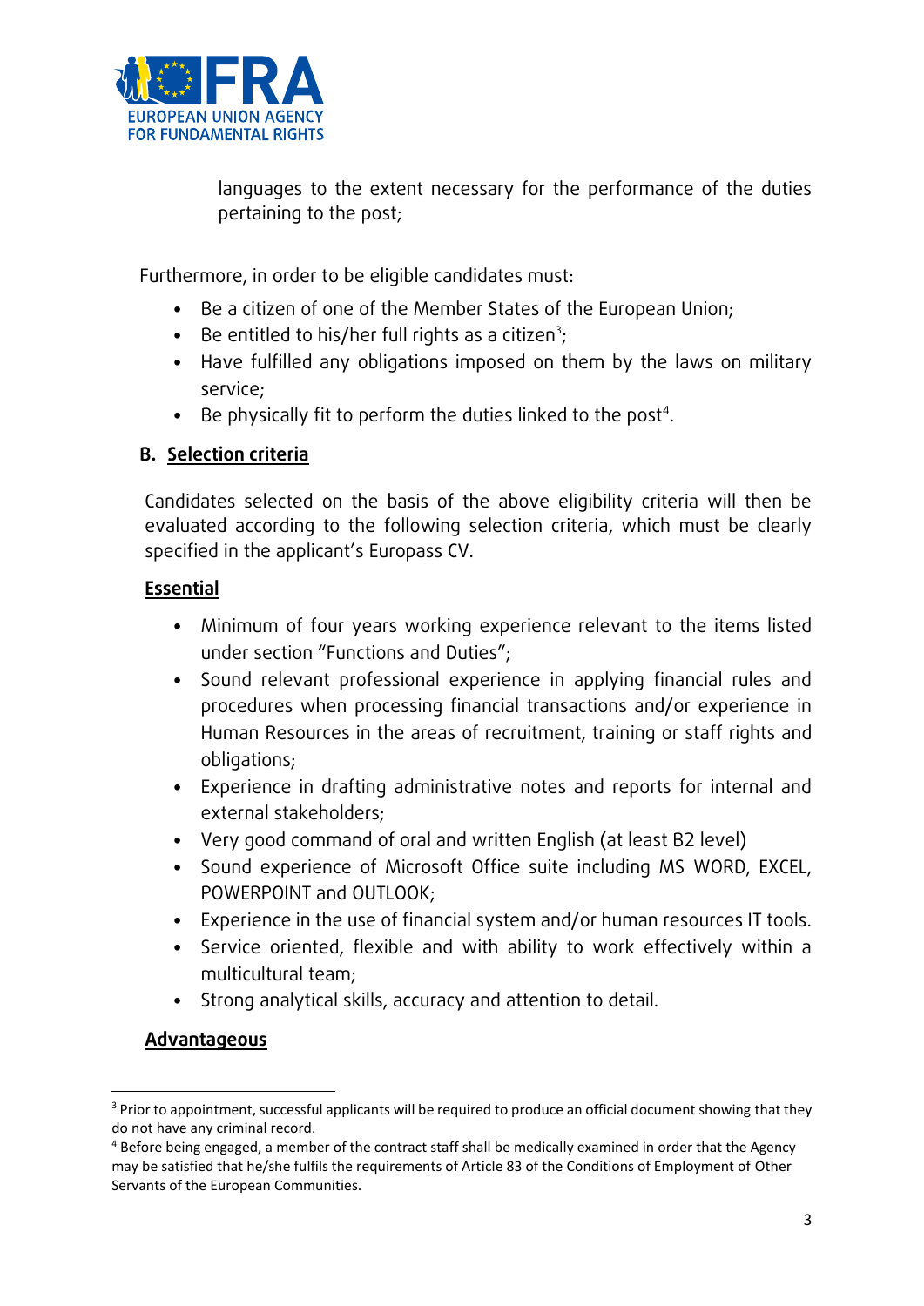languages to the extent necessary for the performance of the duties pertaining to the post;

Furthermore, in order to be eligible candidates must:

- Be a citizen of one of the Member States of the European Union;
- Be entitled to his/her full rights as a citizen[3];
- Have fulfilled any obligations imposed on them by the laws on military service;
- Be physically fit to perform the duties linked to the post[4].

## B. Selection criteria

Candidates selected on the basis of the above eligibility criteria will then be evaluated according to the following selection criteria, which must be clearly specified in the applicant's Europass CV.

### Essential

- Minimum of four years working experience relevant to the items listed under section "Functions and Duties";
- Sound relevant professional experience in applying financial rules and procedures when processing financial transactions and/or experience in Human Resources in the areas of recruitment, training or staff rights and obligations;
- Experience in drafting administrative notes and reports for internal and external stakeholders;
- Very good command of oral and written English (at least B2 level)
- Sound experience of Microsoft Office suite including MS WORD, EXCEL, POWERPOINT and OUTLOOK;
- Experience in the use of financial system and/or human resources IT tools.
- Service oriented, flexible and with ability to work effectively within a multicultural team;
- Strong analytical skills, accuracy and attention to detail.

### Advantageous

---

[3] Prior to appointment, successful applicants will be required to produce an official document showing that they do not have any criminal record.

[4] Before being engaged, a member of the contract staff shall be medically examined in order that the Agency may be satisfied that he/she fulfils the requirements of Article 83 of the Conditions of Employment of Other Servants of the European Communities.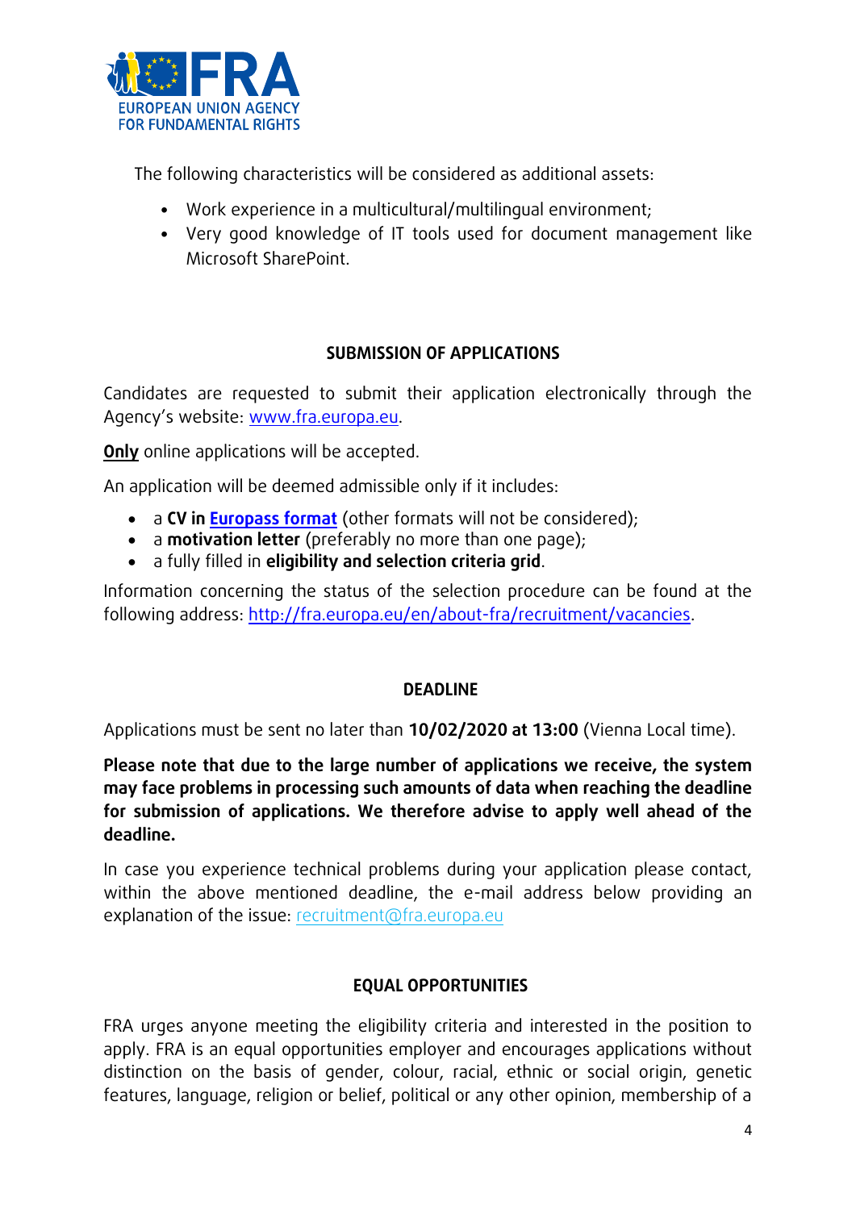The following characteristics will be considered as additional assets:

- Work experience in a multicultural/multilingual environment;
- Very good knowledge of IT tools used for document management like Microsoft SharePoint.

## SUBMISSION OF APPLICATIONS

Candidates are requested to submit their application electronically through the Agency's website: www.fra.europa.eu.

**Only** online applications will be accepted.

An application will be deemed admissible only if it includes:

- a **CV in Europass format** (other formats will not be considered);
- a **motivation letter** (preferably no more than one page);
- a fully filled in **eligibility and selection criteria grid**.

Information concerning the status of the selection procedure can be found at the following address: http://fra.europa.eu/en/about-fra/recruitment/vacancies.

## DEADLINE

Applications must be sent no later than **10/02/2020 at 13:00** (Vienna Local time).

**Please note that due to the large number of applications we receive, the system may face problems in processing such amounts of data when reaching the deadline for submission of applications. We therefore advise to apply well ahead of the deadline.**

In case you experience technical problems during your application please contact, within the above mentioned deadline, the e-mail address below providing an explanation of the issue: recruitment@fra.europa.eu

## EQUAL OPPORTUNITIES

FRA urges anyone meeting the eligibility criteria and interested in the position to apply. FRA is an equal opportunities employer and encourages applications without distinction on the basis of gender, colour, racial, ethnic or social origin, genetic features, language, religion or belief, political or any other opinion, membership of a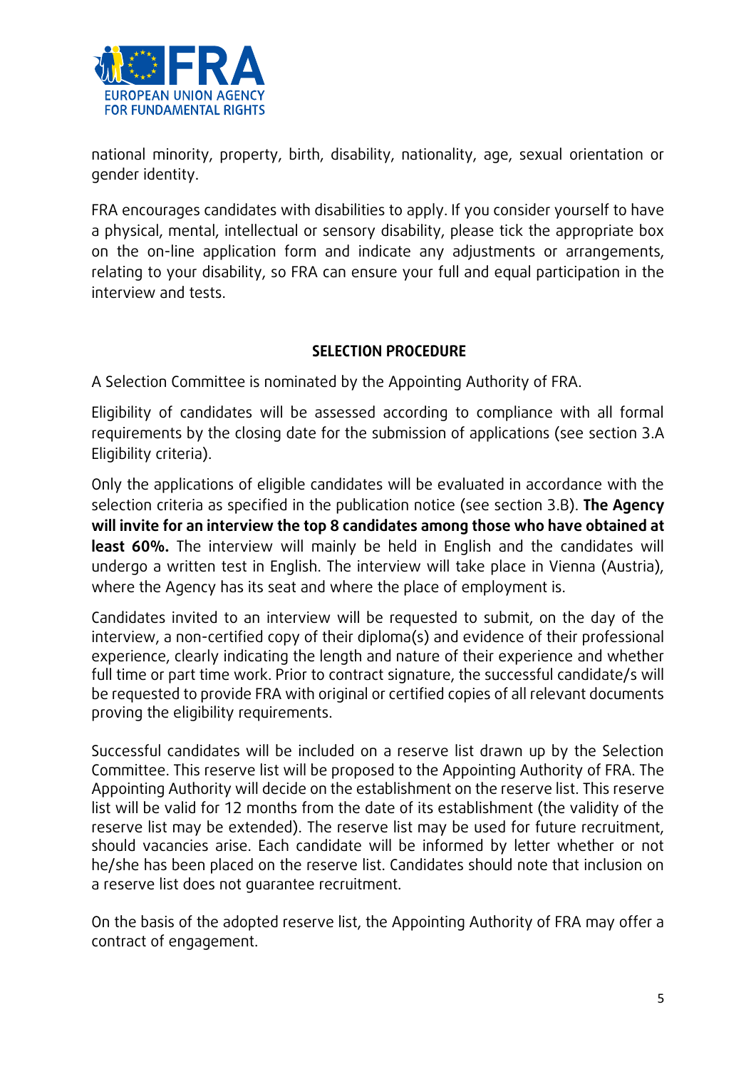national minority, property, birth, disability, nationality, age, sexual orientation or gender identity.

FRA encourages candidates with disabilities to apply. If you consider yourself to have a physical, mental, intellectual or sensory disability, please tick the appropriate box on the on-line application form and indicate any adjustments or arrangements, relating to your disability, so FRA can ensure your full and equal participation in the interview and tests.

## SELECTION PROCEDURE

A Selection Committee is nominated by the Appointing Authority of FRA.

Eligibility of candidates will be assessed according to compliance with all formal requirements by the closing date for the submission of applications (see section 3.A Eligibility criteria).

Only the applications of eligible candidates will be evaluated in accordance with the selection criteria as specified in the publication notice (see section 3.B). **The Agency will invite for an interview the top 8 candidates among those who have obtained at least 60%.** The interview will mainly be held in English and the candidates will undergo a written test in English. The interview will take place in Vienna (Austria), where the Agency has its seat and where the place of employment is.

Candidates invited to an interview will be requested to submit, on the day of the interview, a non-certified copy of their diploma(s) and evidence of their professional experience, clearly indicating the length and nature of their experience and whether full time or part time work. Prior to contract signature, the successful candidate/s will be requested to provide FRA with original or certified copies of all relevant documents proving the eligibility requirements.

Successful candidates will be included on a reserve list drawn up by the Selection Committee. This reserve list will be proposed to the Appointing Authority of FRA. The Appointing Authority will decide on the establishment on the reserve list. This reserve list will be valid for 12 months from the date of its establishment (the validity of the reserve list may be extended). The reserve list may be used for future recruitment, should vacancies arise. Each candidate will be informed by letter whether or not he/she has been placed on the reserve list. Candidates should note that inclusion on a reserve list does not guarantee recruitment.

On the basis of the adopted reserve list, the Appointing Authority of FRA may offer a contract of engagement.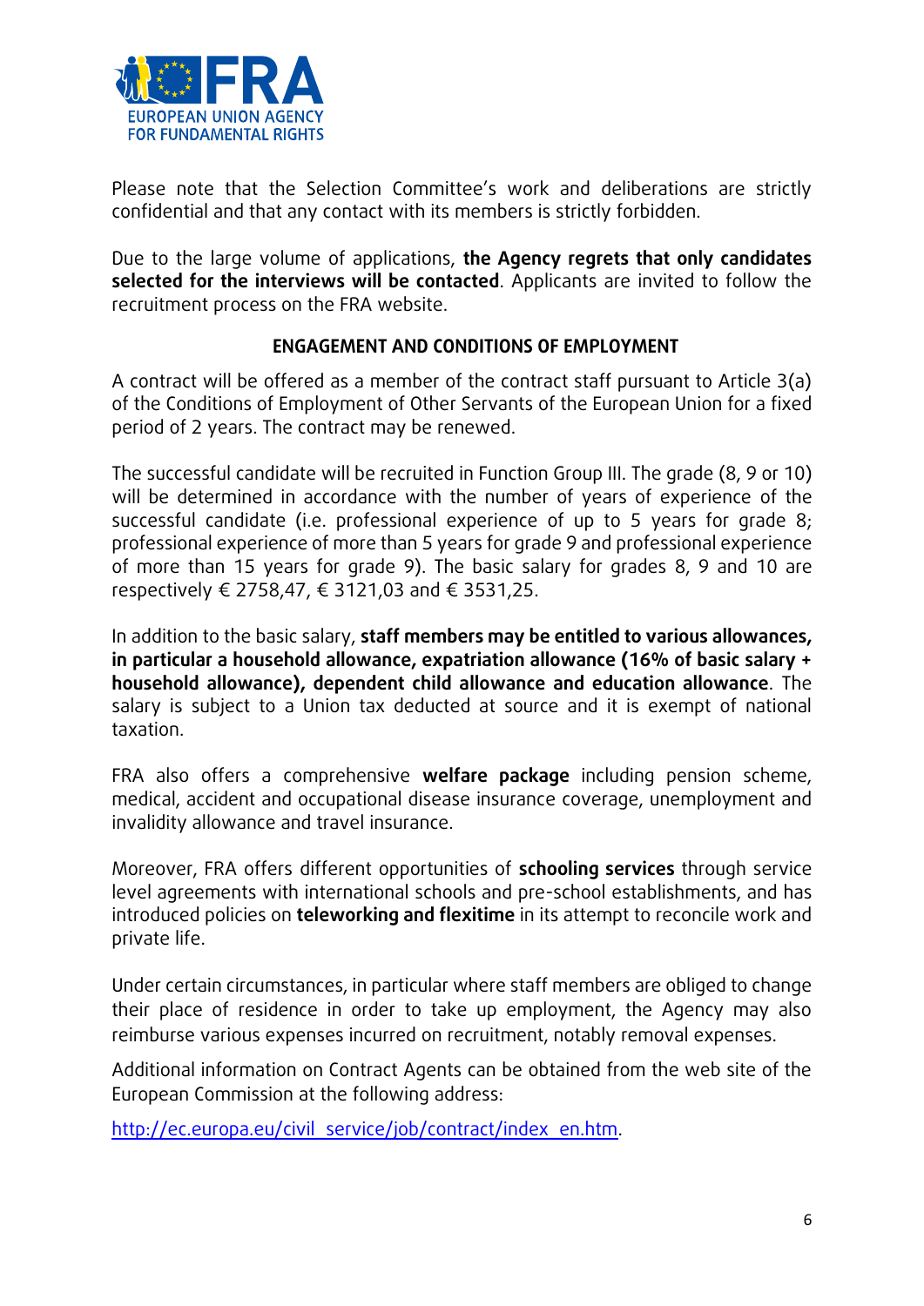Please note that the Selection Committee's work and deliberations are strictly confidential and that any contact with its members is strictly forbidden.

Due to the large volume of applications, **the Agency regrets that only candidates selected for the interviews will be contacted**. Applicants are invited to follow the recruitment process on the FRA website.

## ENGAGEMENT AND CONDITIONS OF EMPLOYMENT

A contract will be offered as a member of the contract staff pursuant to Article 3(a) of the Conditions of Employment of Other Servants of the European Union for a fixed period of 2 years. The contract may be renewed.

The successful candidate will be recruited in Function Group III. The grade (8, 9 or 10) will be determined in accordance with the number of years of experience of the successful candidate (i.e. professional experience of up to 5 years for grade 8; professional experience of more than 5 years for grade 9 and professional experience of more than 15 years for grade 9). The basic salary for grades 8, 9 and 10 are respectively € 2758,47, € 3121,03 and € 3531,25.

In addition to the basic salary, **staff members may be entitled to various allowances, in particular a household allowance, expatriation allowance (16% of basic salary + household allowance), dependent child allowance and education allowance**. The salary is subject to a Union tax deducted at source and it is exempt of national taxation.

FRA also offers a comprehensive **welfare package** including pension scheme, medical, accident and occupational disease insurance coverage, unemployment and invalidity allowance and travel insurance.

Moreover, FRA offers different opportunities of **schooling services** through service level agreements with international schools and pre-school establishments, and has introduced policies on **teleworking and flexitime** in its attempt to reconcile work and private life.

Under certain circumstances, in particular where staff members are obliged to change their place of residence in order to take up employment, the Agency may also reimburse various expenses incurred on recruitment, notably removal expenses.

Additional information on Contract Agents can be obtained from the web site of the European Commission at the following address:

http://ec.europa.eu/civil_service/job/contract/index_en.htm.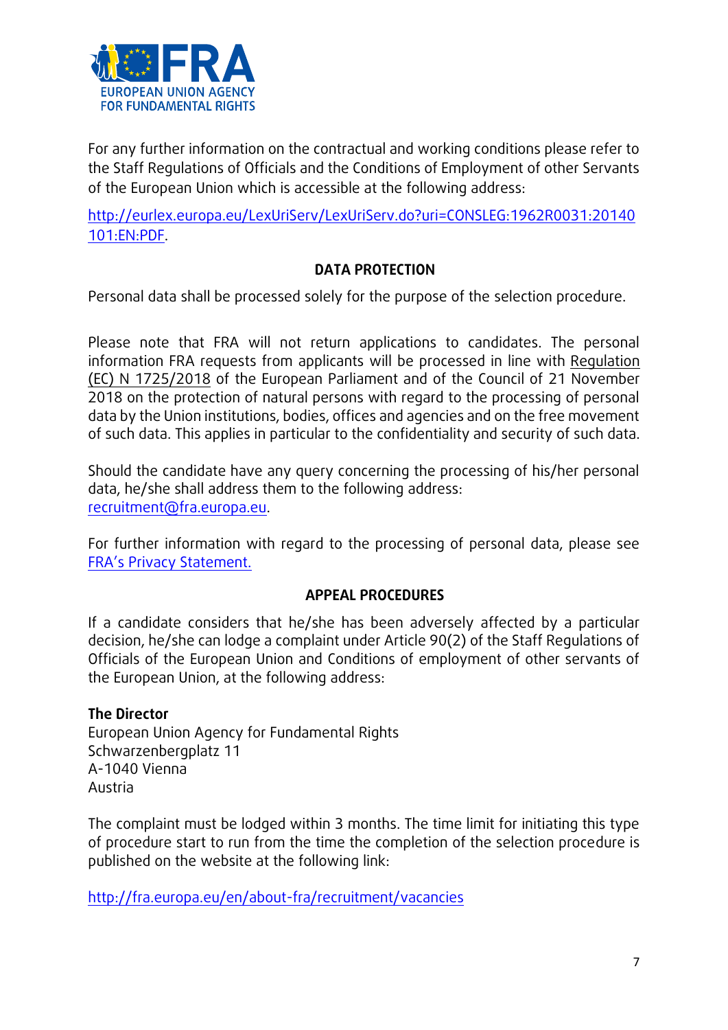For any further information on the contractual and working conditions please refer to the Staff Regulations of Officials and the Conditions of Employment of other Servants of the European Union which is accessible at the following address:

http://eurlex.europa.eu/LexUriServ/LexUriServ.do?uri=CONSLEG:1962R0031:20140101:EN:PDF.

## DATA PROTECTION

Personal data shall be processed solely for the purpose of the selection procedure.

Please note that FRA will not return applications to candidates. The personal information FRA requests from applicants will be processed in line with Regulation (EC) N 1725/2018 of the European Parliament and of the Council of 21 November 2018 on the protection of natural persons with regard to the processing of personal data by the Union institutions, bodies, offices and agencies and on the free movement of such data. This applies in particular to the confidentiality and security of such data.

Should the candidate have any query concerning the processing of his/her personal data, he/she shall address them to the following address: recruitment@fra.europa.eu.

For further information with regard to the processing of personal data, please see FRA's Privacy Statement.

## APPEAL PROCEDURES

If a candidate considers that he/she has been adversely affected by a particular decision, he/she can lodge a complaint under Article 90(2) of the Staff Regulations of Officials of the European Union and Conditions of employment of other servants of the European Union, at the following address:

**The Director**
European Union Agency for Fundamental Rights
Schwarzenbergplatz 11
A-1040 Vienna
Austria

The complaint must be lodged within 3 months. The time limit for initiating this type of procedure start to run from the time the completion of the selection procedure is published on the website at the following link:

http://fra.europa.eu/en/about-fra/recruitment/vacancies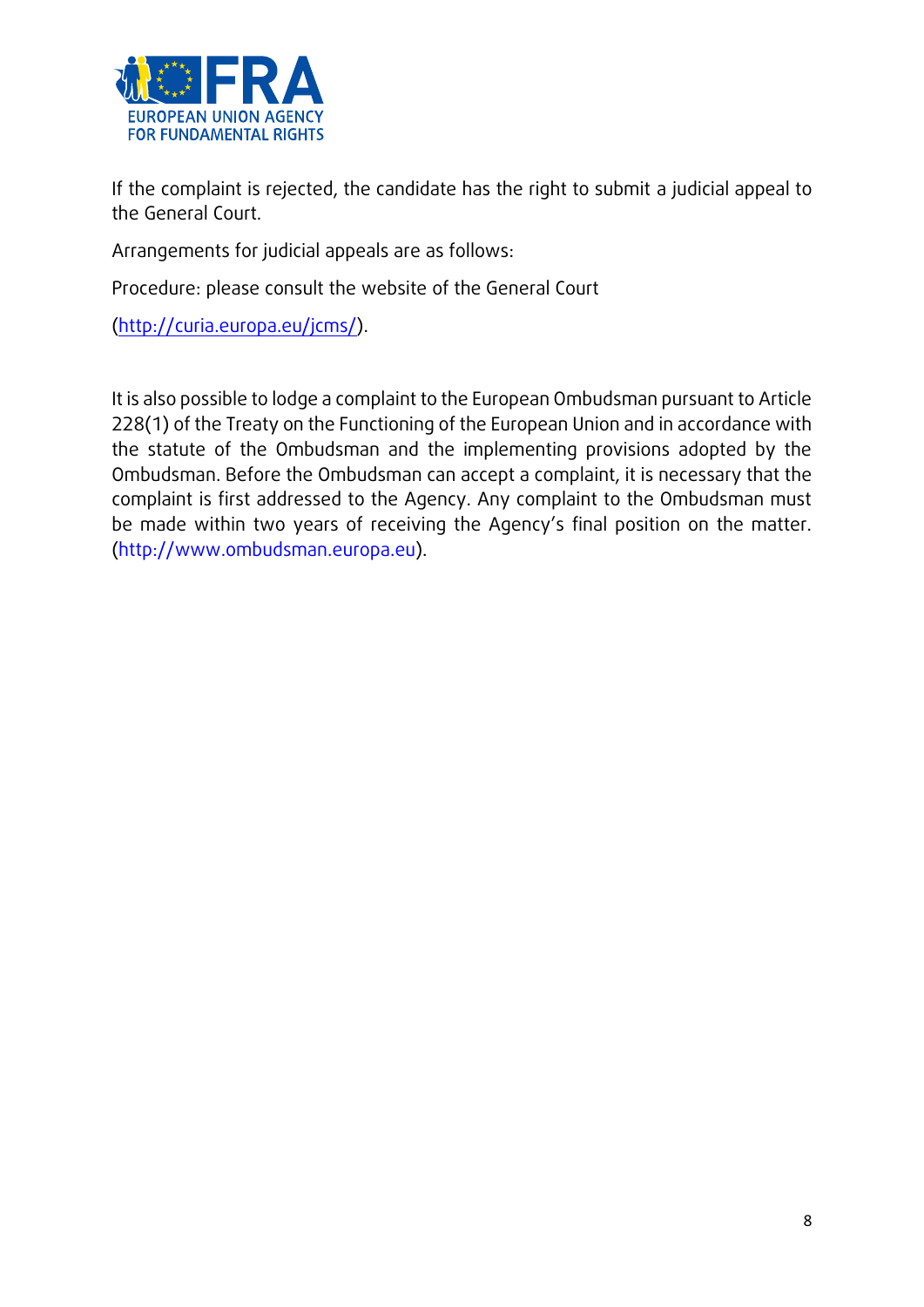If the complaint is rejected, the candidate has the right to submit a judicial appeal to the General Court.

Arrangements for judicial appeals are as follows:

Procedure: please consult the website of the General Court

(http://curia.europa.eu/jcms/).

It is also possible to lodge a complaint to the European Ombudsman pursuant to Article 228(1) of the Treaty on the Functioning of the European Union and in accordance with the statute of the Ombudsman and the implementing provisions adopted by the Ombudsman. Before the Ombudsman can accept a complaint, it is necessary that the complaint is first addressed to the Agency. Any complaint to the Ombudsman must be made within two years of receiving the Agency's final position on the matter. (http://www.ombudsman.europa.eu).